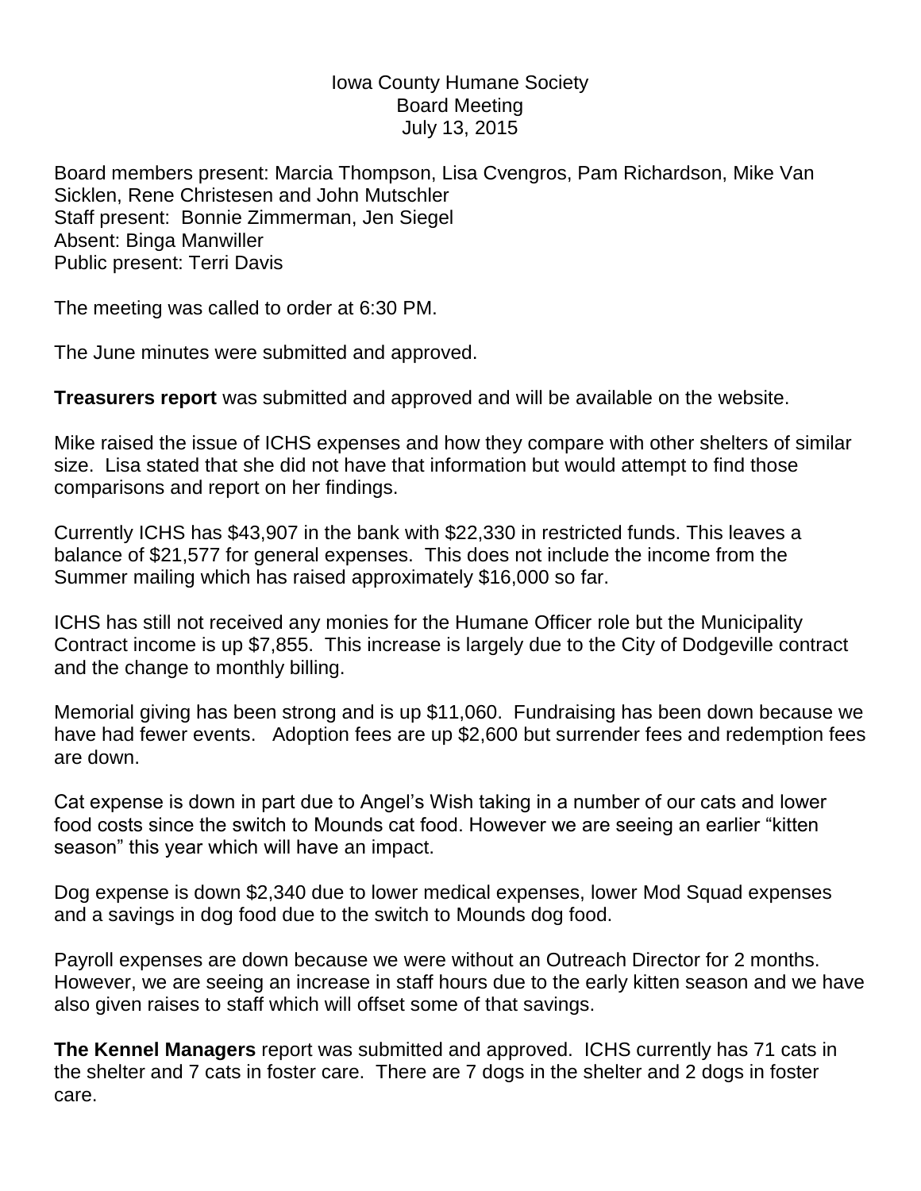Iowa County Humane Society
Board Meeting
July 13, 2015

Board members present: Marcia Thompson, Lisa Cvengros, Pam Richardson, Mike Van Sicklen, Rene Christesen and John Mutschler
Staff present: Bonnie Zimmerman, Jen Siegel
Absent: Binga Manwiller
Public present: Terri Davis

The meeting was called to order at 6:30 PM.

The June minutes were submitted and approved.

**Treasurers report** was submitted and approved and will be available on the website.

Mike raised the issue of ICHS expenses and how they compare with other shelters of similar size. Lisa stated that she did not have that information but would attempt to find those comparisons and report on her findings.

Currently ICHS has $43,907 in the bank with $22,330 in restricted funds. This leaves a balance of $21,577 for general expenses. This does not include the income from the Summer mailing which has raised approximately $16,000 so far.

ICHS has still not received any monies for the Humane Officer role but the Municipality Contract income is up $7,855. This increase is largely due to the City of Dodgeville contract and the change to monthly billing.

Memorial giving has been strong and is up $11,060. Fundraising has been down because we have had fewer events. Adoption fees are up $2,600 but surrender fees and redemption fees are down.

Cat expense is down in part due to Angel's Wish taking in a number of our cats and lower food costs since the switch to Mounds cat food. However we are seeing an earlier "kitten season" this year which will have an impact.

Dog expense is down $2,340 due to lower medical expenses, lower Mod Squad expenses and a savings in dog food due to the switch to Mounds dog food.

Payroll expenses are down because we were without an Outreach Director for 2 months. However, we are seeing an increase in staff hours due to the early kitten season and we have also given raises to staff which will offset some of that savings.

**The Kennel Managers** report was submitted and approved. ICHS currently has 71 cats in the shelter and 7 cats in foster care. There are 7 dogs in the shelter and 2 dogs in foster care.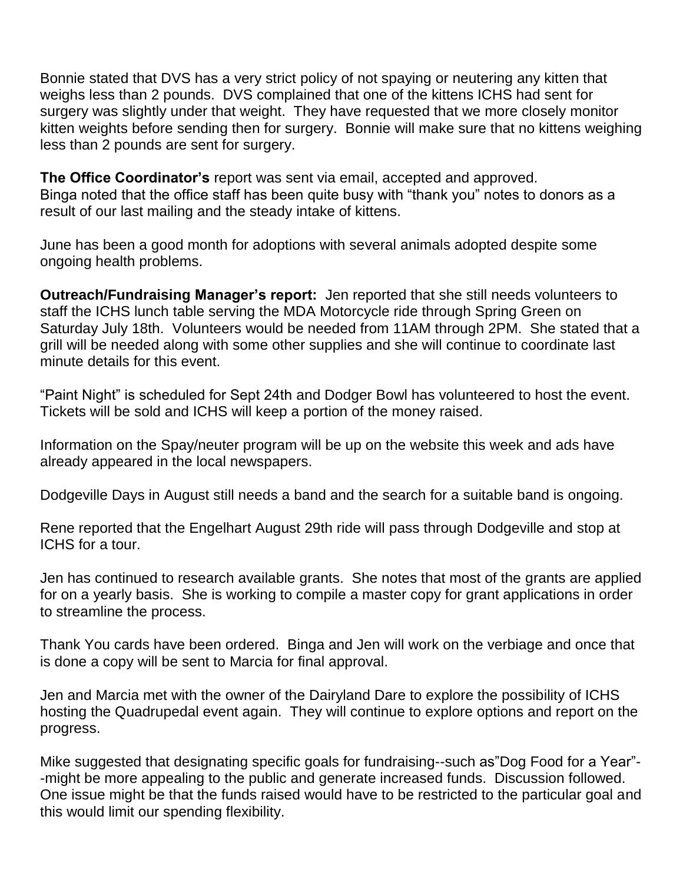Bonnie stated that DVS has a very strict policy of not spaying or neutering any kitten that weighs less than 2 pounds. DVS complained that one of the kittens ICHS had sent for surgery was slightly under that weight. They have requested that we more closely monitor kitten weights before sending then for surgery. Bonnie will make sure that no kittens weighing less than 2 pounds are sent for surgery.

**The Office Coordinator's** report was sent via email, accepted and approved. Binga noted that the office staff has been quite busy with "thank you" notes to donors as a result of our last mailing and the steady intake of kittens.

June has been a good month for adoptions with several animals adopted despite some ongoing health problems.

**Outreach/Fundraising Manager's report:** Jen reported that she still needs volunteers to staff the ICHS lunch table serving the MDA Motorcycle ride through Spring Green on Saturday July 18th. Volunteers would be needed from 11AM through 2PM. She stated that a grill will be needed along with some other supplies and she will continue to coordinate last minute details for this event.

"Paint Night" is scheduled for Sept 24th and Dodger Bowl has volunteered to host the event. Tickets will be sold and ICHS will keep a portion of the money raised.

Information on the Spay/neuter program will be up on the website this week and ads have already appeared in the local newspapers.

Dodgeville Days in August still needs a band and the search for a suitable band is ongoing.

Rene reported that the Engelhart August 29th ride will pass through Dodgeville and stop at ICHS for a tour.

Jen has continued to research available grants. She notes that most of the grants are applied for on a yearly basis. She is working to compile a master copy for grant applications in order to streamline the process.

Thank You cards have been ordered. Binga and Jen will work on the verbiage and once that is done a copy will be sent to Marcia for final approval.

Jen and Marcia met with the owner of the Dairyland Dare to explore the possibility of ICHS hosting the Quadrupedal event again. They will continue to explore options and report on the progress.

Mike suggested that designating specific goals for fundraising--such as"Dog Food for a Year"--might be more appealing to the public and generate increased funds. Discussion followed. One issue might be that the funds raised would have to be restricted to the particular goal and this would limit our spending flexibility.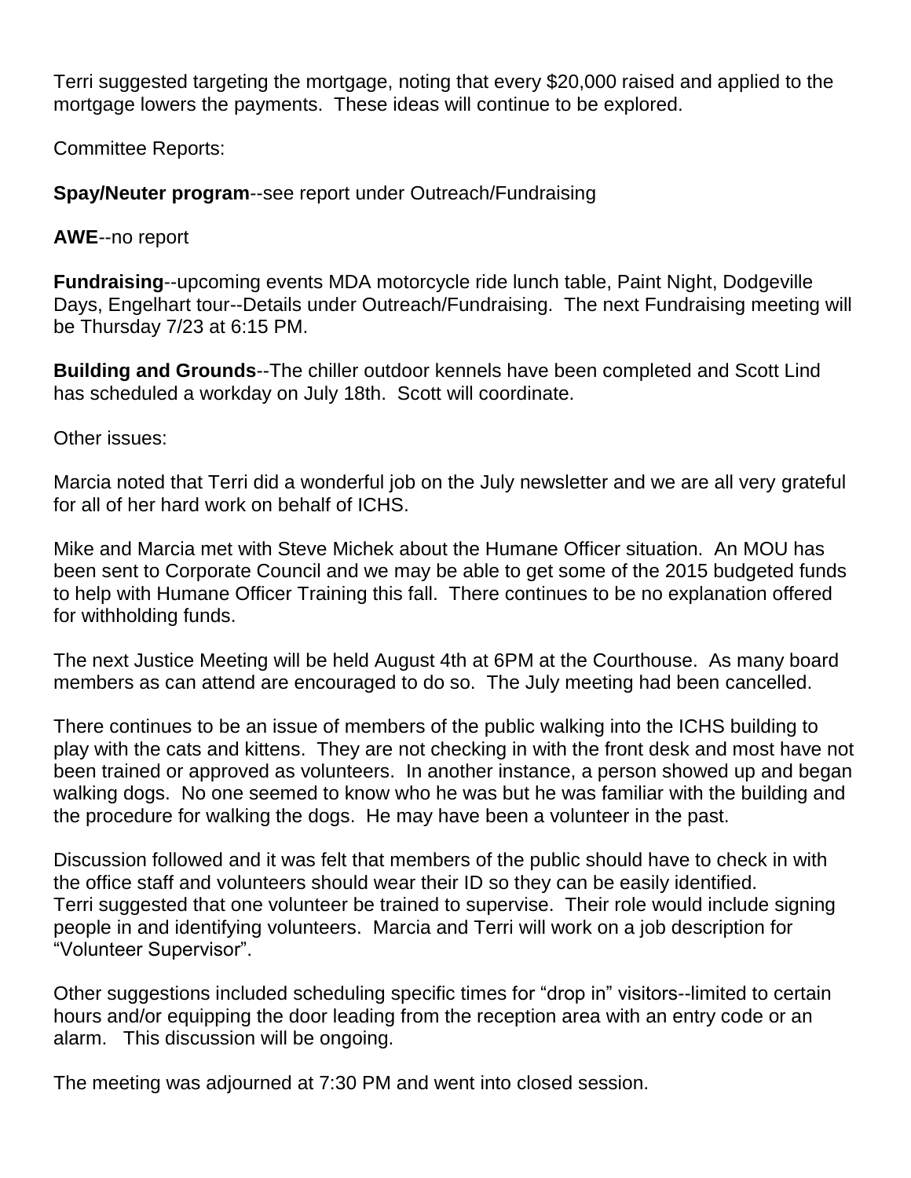Terri suggested targeting the mortgage, noting that every $20,000 raised and applied to the mortgage lowers the payments. These ideas will continue to be explored.

Committee Reports:

**Spay/Neuter program**--see report under Outreach/Fundraising

**AWE**--no report

**Fundraising**--upcoming events MDA motorcycle ride lunch table, Paint Night, Dodgeville Days, Engelhart tour--Details under Outreach/Fundraising. The next Fundraising meeting will be Thursday 7/23 at 6:15 PM.

**Building and Grounds**--The chiller outdoor kennels have been completed and Scott Lind has scheduled a workday on July 18th. Scott will coordinate.

Other issues:

Marcia noted that Terri did a wonderful job on the July newsletter and we are all very grateful for all of her hard work on behalf of ICHS.

Mike and Marcia met with Steve Michek about the Humane Officer situation. An MOU has been sent to Corporate Council and we may be able to get some of the 2015 budgeted funds to help with Humane Officer Training this fall. There continues to be no explanation offered for withholding funds.

The next Justice Meeting will be held August 4th at 6PM at the Courthouse. As many board members as can attend are encouraged to do so. The July meeting had been cancelled.

There continues to be an issue of members of the public walking into the ICHS building to play with the cats and kittens. They are not checking in with the front desk and most have not been trained or approved as volunteers. In another instance, a person showed up and began walking dogs. No one seemed to know who he was but he was familiar with the building and the procedure for walking the dogs. He may have been a volunteer in the past.

Discussion followed and it was felt that members of the public should have to check in with the office staff and volunteers should wear their ID so they can be easily identified. Terri suggested that one volunteer be trained to supervise. Their role would include signing people in and identifying volunteers. Marcia and Terri will work on a job description for "Volunteer Supervisor".

Other suggestions included scheduling specific times for "drop in" visitors--limited to certain hours and/or equipping the door leading from the reception area with an entry code or an alarm. This discussion will be ongoing.

The meeting was adjourned at 7:30 PM and went into closed session.